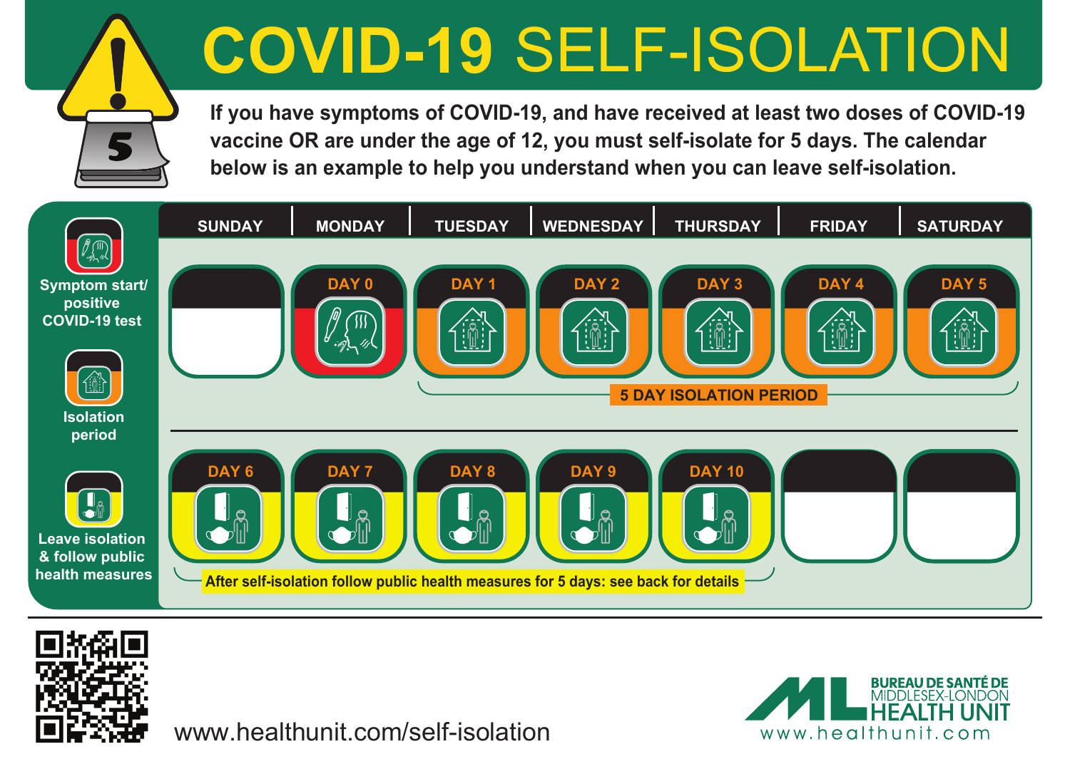# COVID-19 SELF-ISOLATION

**If you have symptoms of COVID-19, and have received at least two doses of COVID-19 vaccine OR are under the age of 12, you must self-isolate for 5 days. The calendar below is an example to help you understand when you can leave self-isolation.**

**Legend:**
- Symptom start/ positive COVID-19 test
- Isolation period
- Leave isolation & follow public health measures

| SUNDAY | MONDAY | TUESDAY | WEDNESDAY | THURSDAY | FRIDAY | SATURDAY |
|---|---|---|---|---|---|---|
| | DAY 0 | DAY 1 | DAY 2 | DAY 3 | DAY 4 | DAY 5 |
| DAY 6 | DAY 7 | DAY 8 | DAY 9 | DAY 10 | | |

**5 DAY ISOLATION PERIOD** (Day 1 – Day 5)

**After self-isolation follow public health measures for 5 days: see back for details** (Day 6 – Day 10)

www.healthunit.com/self-isolation

BUREAU DE SANTÉ DE MIDDLESEX-LONDON HEALTH UNIT
www.healthunit.com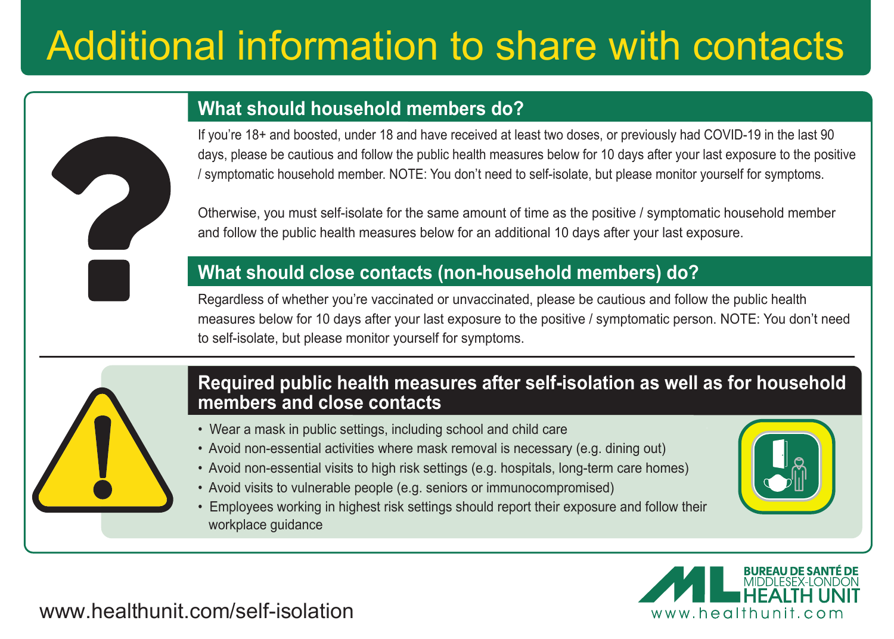# Additional information to share with contacts

## What should household members do?

If you're 18+ and boosted, under 18 and have received at least two doses, or previously had COVID-19 in the last 90 days, please be cautious and follow the public health measures below for 10 days after your last exposure to the positive / symptomatic household member. NOTE: You don't need to self-isolate, but please monitor yourself for symptoms.

Otherwise, you must self-isolate for the same amount of time as the positive / symptomatic household member and follow the public health measures below for an additional 10 days after your last exposure.

## What should close contacts (non-household members) do?

Regardless of whether you're vaccinated or unvaccinated, please be cautious and follow the public health measures below for 10 days after your last exposure to the positive / symptomatic person. NOTE: You don't need to self-isolate, but please monitor yourself for symptoms.

## Required public health measures after self-isolation as well as for household members and close contacts

- Wear a mask in public settings, including school and child care
- Avoid non-essential activities where mask removal is necessary (e.g. dining out)
- Avoid non-essential visits to high risk settings (e.g. hospitals, long-term care homes)
- Avoid visits to vulnerable people (e.g. seniors or immunocompromised)
- Employees working in highest risk settings should report their exposure and follow their workplace guidance

www.healthunit.com/self-isolation

BUREAU DE SANTÉ DE MIDDLESEX-LONDON HEALTH UNIT
www.healthunit.com